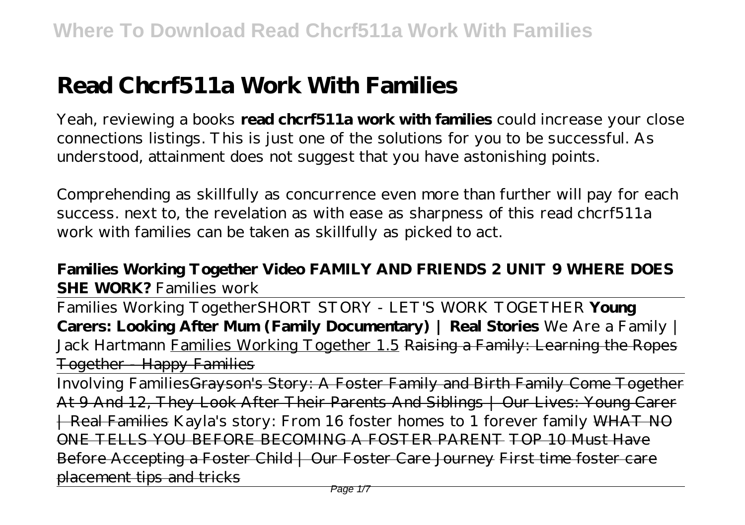# Read Chcrf511a Work With Families

Yeah, reviewing a books **read chcrf511a work with families** could increase your close connections listings. This is just one of the solutions for you to be successful. As understood, attainment does not suggest that you have astonishing points.

Comprehending as skillfully as concurrence even more than further will pay for each success. next to, the revelation as with ease as sharpness of this read chcrf511a work with families can be taken as skillfully as picked to act.

**Families Working Together Video FAMILY AND FRIENDS 2 UNIT 9 WHERE DOES SHE WORK?** *Families work*

Families Working Together*SHORT STORY - LET'S WORK TOGETHER* **Young Carers: Looking After Mum (Family Documentary) | Real Stories** *We Are a Family | Jack Hartmann* Families Working Together 1.5 ~~Raising a Family: Learning the Ropes Together - Happy Families~~

Involving Families~~Grayson's Story: A Foster Family and Birth Family Come Together At 9 And 12, They Look After Their Parents And Siblings | Our Lives: Young Carer | Real Families~~ *Kayla's story: From 16 foster homes to 1 forever family* ~~WHAT NO ONE TELLS YOU BEFORE BECOMING A FOSTER PARENT TOP 10 Must Have Before Accepting a Foster Child | Our Foster Care Journey First time foster care placement tips and tricks~~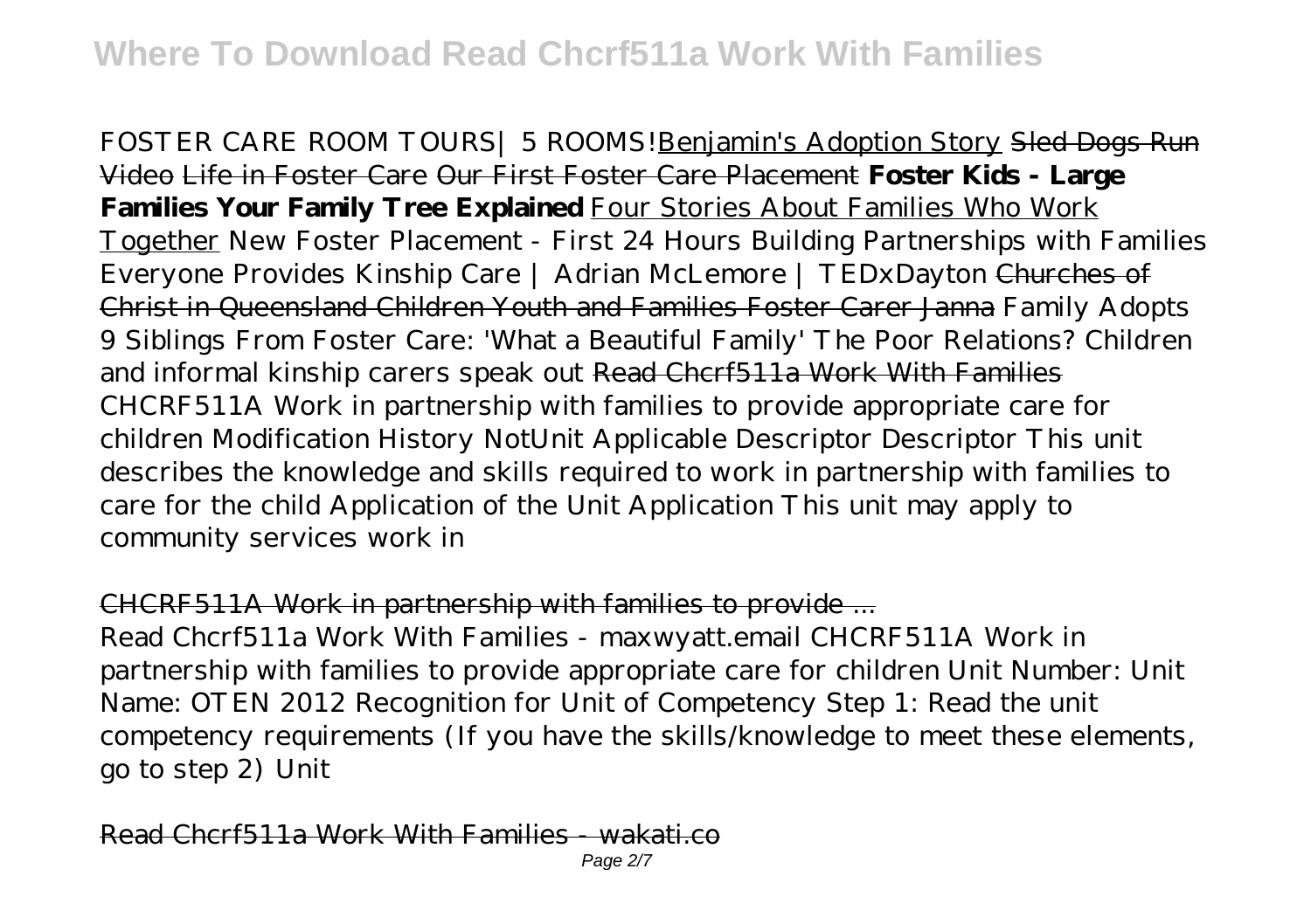FOSTER CARE ROOM TOURS| 5 ROOMS!Benjamin's Adoption Story ~~Sled Dogs Run Video~~ ~~Life in Foster Care~~ ~~Our First Foster Care Placement~~ **Foster Kids - Large Families Your Family Tree Explained** Four Stories About Families Who Work Together *New Foster Placement - First 24 Hours* *Building Partnerships with Families* *Everyone Provides Kinship Care | Adrian McLemore | TEDxDayton* ~~Churches of Christ in Queensland Children Youth and Families Foster Carer Janna~~ *Family Adopts 9 Siblings From Foster Care: 'What a Beautiful Family'* *The Poor Relations? Children and informal kinship carers speak out* ~~Read Chcrf511a Work With Families~~
CHCRF511A Work in partnership with families to provide appropriate care for children Modification History NotUnit Applicable Descriptor Descriptor This unit describes the knowledge and skills required to work in partnership with families to care for the child Application of the Unit Application This unit may apply to community services work in

## CHCRF511A Work in partnership with families to provide ...

Read Chcrf511a Work With Families - maxwyatt.email CHCRF511A Work in partnership with families to provide appropriate care for children Unit Number: Unit Name: OTEN 2012 Recognition for Unit of Competency Step 1: Read the unit competency requirements (If you have the skills/knowledge to meet these elements, go to step 2) Unit

## Read Chcrf511a Work With Families - wakati.co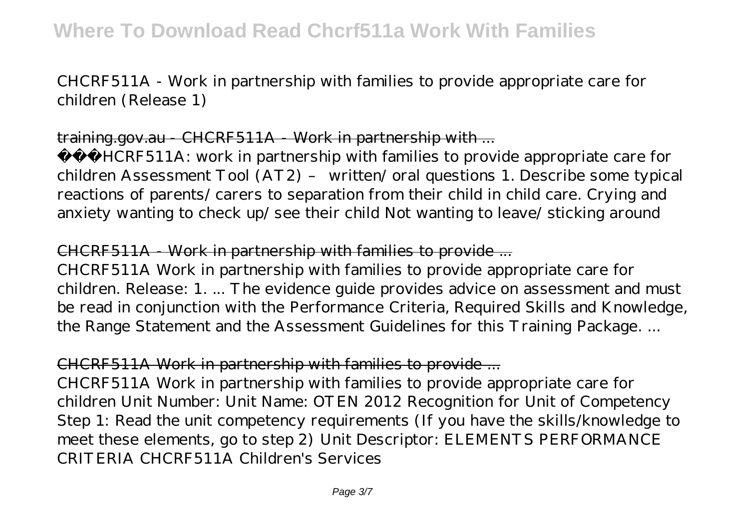CHCRF511A - Work in partnership with families to provide appropriate care for children (Release 1)

training.gov.au - CHCRF511A - Work in partnership with ...

��HCRF511A: work in partnership with families to provide appropriate care for children Assessment Tool (AT2) – written/ oral questions 1. Describe some typical reactions of parents/ carers to separation from their child in child care. Crying and anxiety wanting to check up/ see their child Not wanting to leave/ sticking around

CHCRF511A - Work in partnership with families to provide ...

CHCRF511A Work in partnership with families to provide appropriate care for children. Release: 1. ... The evidence guide provides advice on assessment and must be read in conjunction with the Performance Criteria, Required Skills and Knowledge, the Range Statement and the Assessment Guidelines for this Training Package. ...

CHCRF511A Work in partnership with families to provide ...

CHCRF511A Work in partnership with families to provide appropriate care for children Unit Number: Unit Name: OTEN 2012 Recognition for Unit of Competency Step 1: Read the unit competency requirements (If you have the skills/knowledge to meet these elements, go to step 2) Unit Descriptor: ELEMENTS PERFORMANCE CRITERIA CHCRF511A Children's Services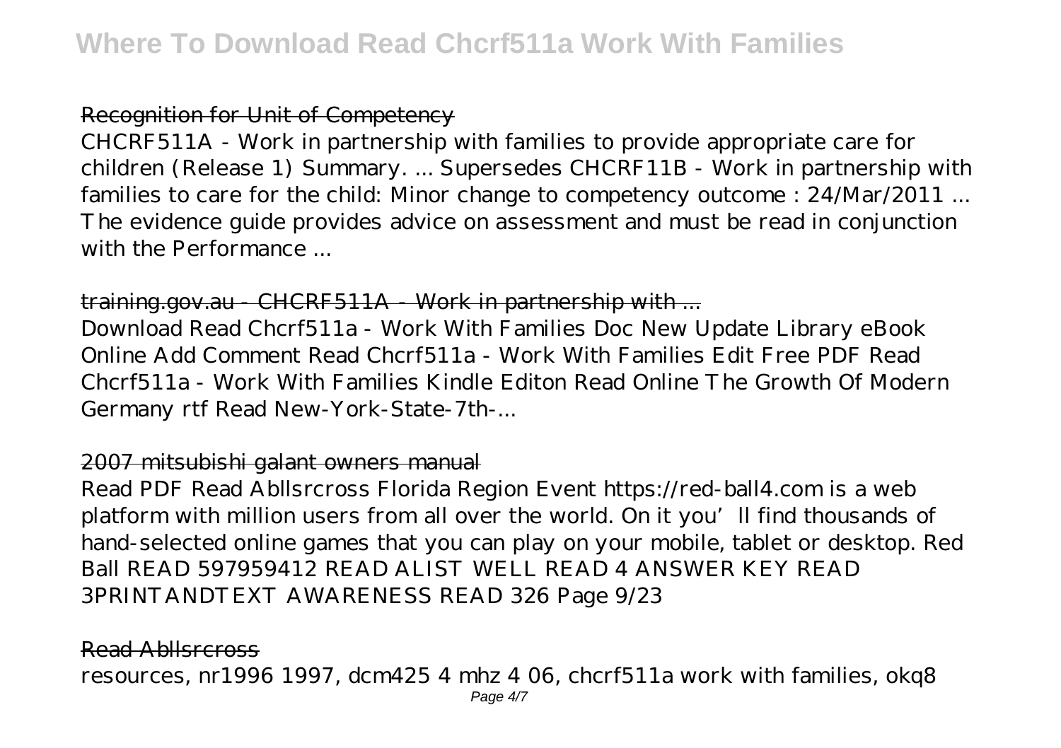## Recognition for Unit of Competency

CHCRF511A - Work in partnership with families to provide appropriate care for children (Release 1) Summary. ... Supersedes CHCRF11B - Work in partnership with families to care for the child: Minor change to competency outcome : 24/Mar/2011 ... The evidence guide provides advice on assessment and must be read in conjunction with the Performance ...

## training.gov.au - CHCRF511A - Work in partnership with ...

Download Read Chcrf511a - Work With Families Doc New Update Library eBook Online Add Comment Read Chcrf511a - Work With Families Edit Free PDF Read Chcrf511a - Work With Families Kindle Editon Read Online The Growth Of Modern Germany rtf Read New-York-State-7th-...

## 2007 mitsubishi galant owners manual

Read PDF Read Abllsrcross Florida Region Event https://red-ball4.com is a web platform with million users from all over the world. On it you'll find thousands of hand-selected online games that you can play on your mobile, tablet or desktop. Red Ball READ 597959412 READ ALIST WELL READ 4 ANSWER KEY READ 3PRINTANDTEXT AWARENESS READ 326 Page 9/23

## Read Abllsrcross

resources, nr1996 1997, dcm425 4 mhz 4 06, chcrf511a work with families, okq8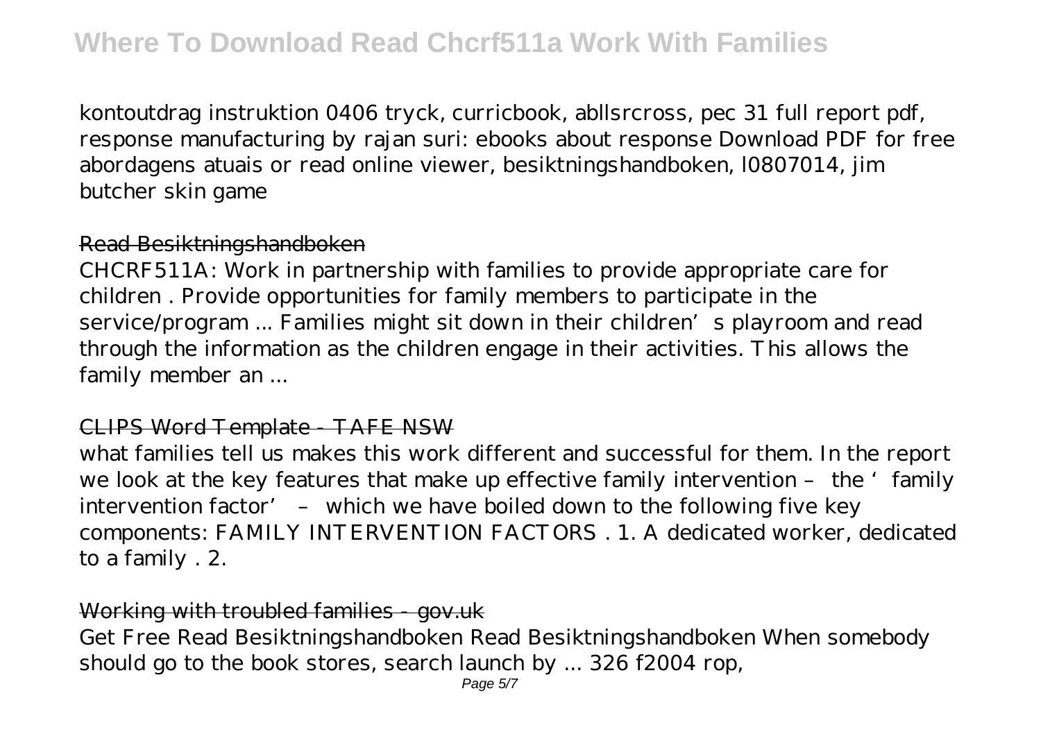kontoutdrag instruktion 0406 tryck, curricbook, abllsrcross, pec 31 full report pdf, response manufacturing by rajan suri: ebooks about response Download PDF for free abordagens atuais or read online viewer, besiktningshandboken, l0807014, jim butcher skin game

## Read Besiktningshandboken

CHCRF511A: Work in partnership with families to provide appropriate care for children . Provide opportunities for family members to participate in the service/program ... Families might sit down in their children's playroom and read through the information as the children engage in their activities. This allows the family member an ...

## CLIPS Word Template - TAFE NSW

what families tell us makes this work different and successful for them. In the report we look at the key features that make up effective family intervention – the 'family intervention factor' – which we have boiled down to the following five key components: FAMILY INTERVENTION FACTORS . 1. A dedicated worker, dedicated to a family . 2.

## Working with troubled families - gov.uk

Get Free Read Besiktningshandboken Read Besiktningshandboken When somebody should go to the book stores, search launch by ... 326 f2004 rop,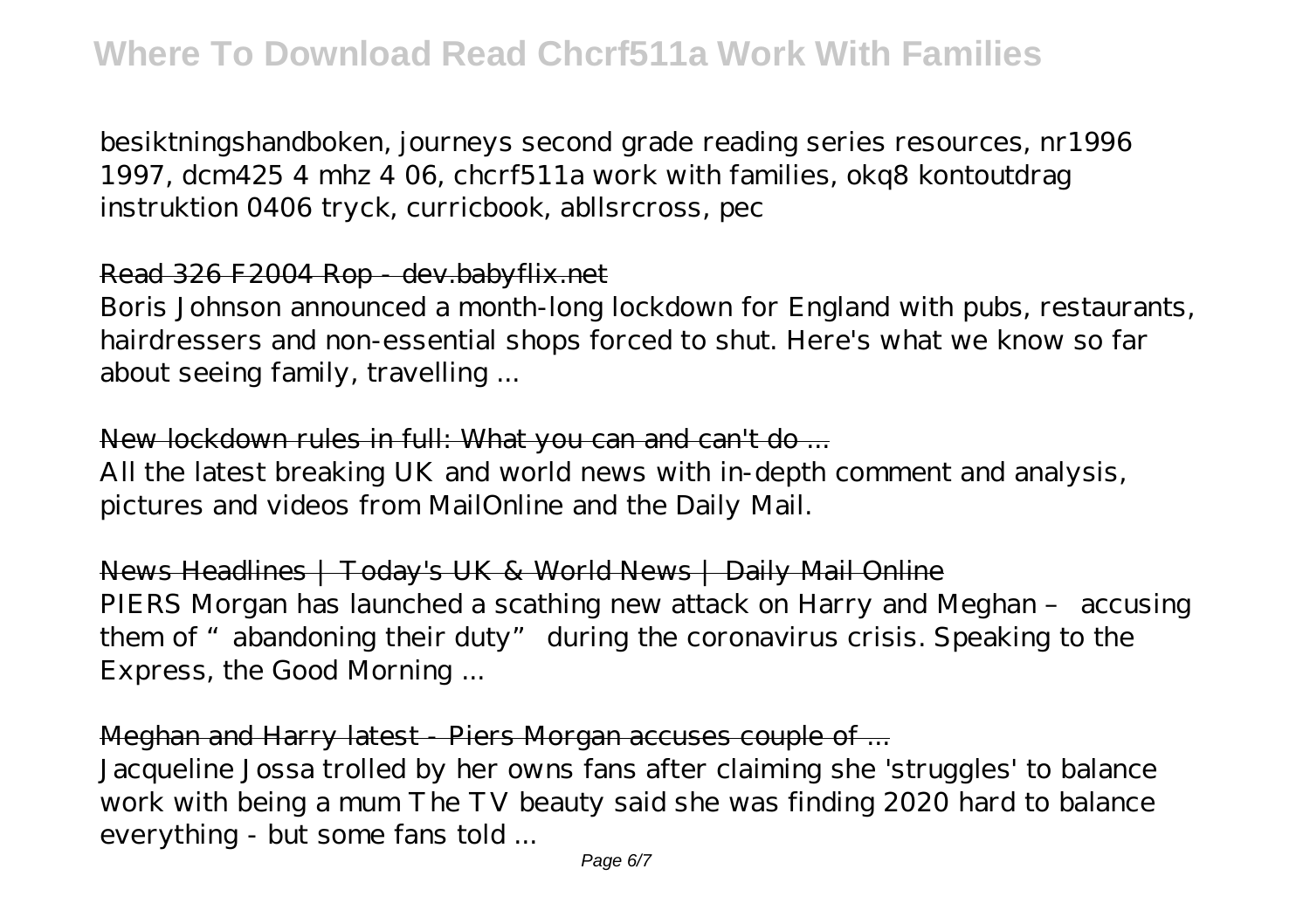besiktningshandboken, journeys second grade reading series resources, nr1996 1997, dcm425 4 mhz 4 06, chcrf511a work with families, okq8 kontoutdrag instruktion 0406 tryck, curricbook, abllsrcross, pec

## Read 326 F2004 Rop - dev.babyflix.net

Boris Johnson announced a month-long lockdown for England with pubs, restaurants, hairdressers and non-essential shops forced to shut. Here's what we know so far about seeing family, travelling ...

## New lockdown rules in full: What you can and can't do ...

All the latest breaking UK and world news with in-depth comment and analysis, pictures and videos from MailOnline and the Daily Mail.

## News Headlines | Today's UK & World News | Daily Mail Online

PIERS Morgan has launched a scathing new attack on Harry and Meghan – accusing them of "abandoning their duty" during the coronavirus crisis. Speaking to the Express, the Good Morning ...

## Meghan and Harry latest - Piers Morgan accuses couple of ...

Jacqueline Jossa trolled by her owns fans after claiming she 'struggles' to balance work with being a mum The TV beauty said she was finding 2020 hard to balance everything - but some fans told ...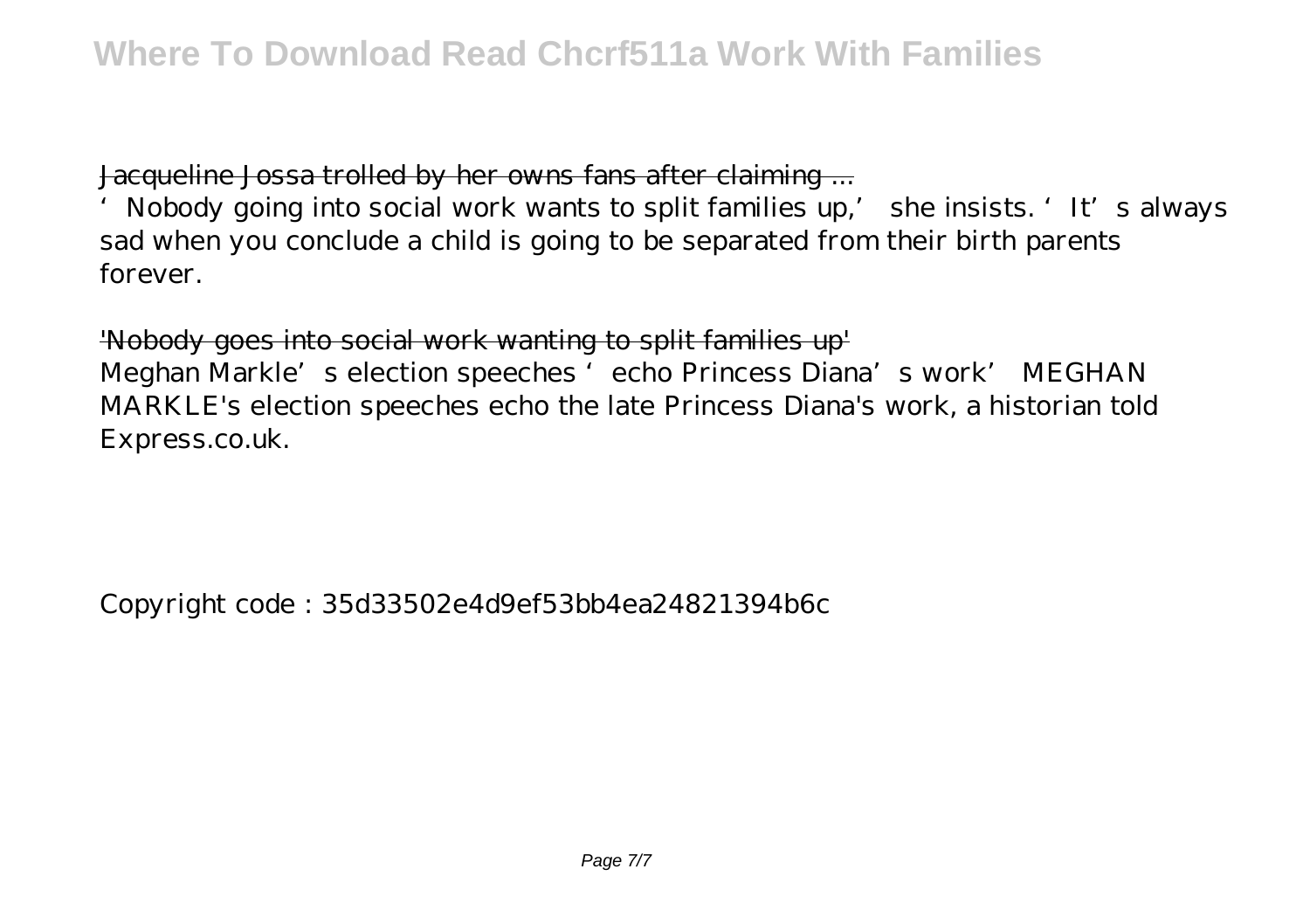Jacqueline Jossa trolled by her owns fans after claiming ...

'Nobody going into social work wants to split families up,' she insists. 'It's always sad when you conclude a child is going to be separated from their birth parents forever.

'Nobody goes into social work wanting to split families up'

Meghan Markle's election speeches 'echo Princess Diana's work' MEGHAN MARKLE's election speeches echo the late Princess Diana's work, a historian told Express.co.uk.

Copyright code : 35d33502e4d9ef53bb4ea24821394b6c